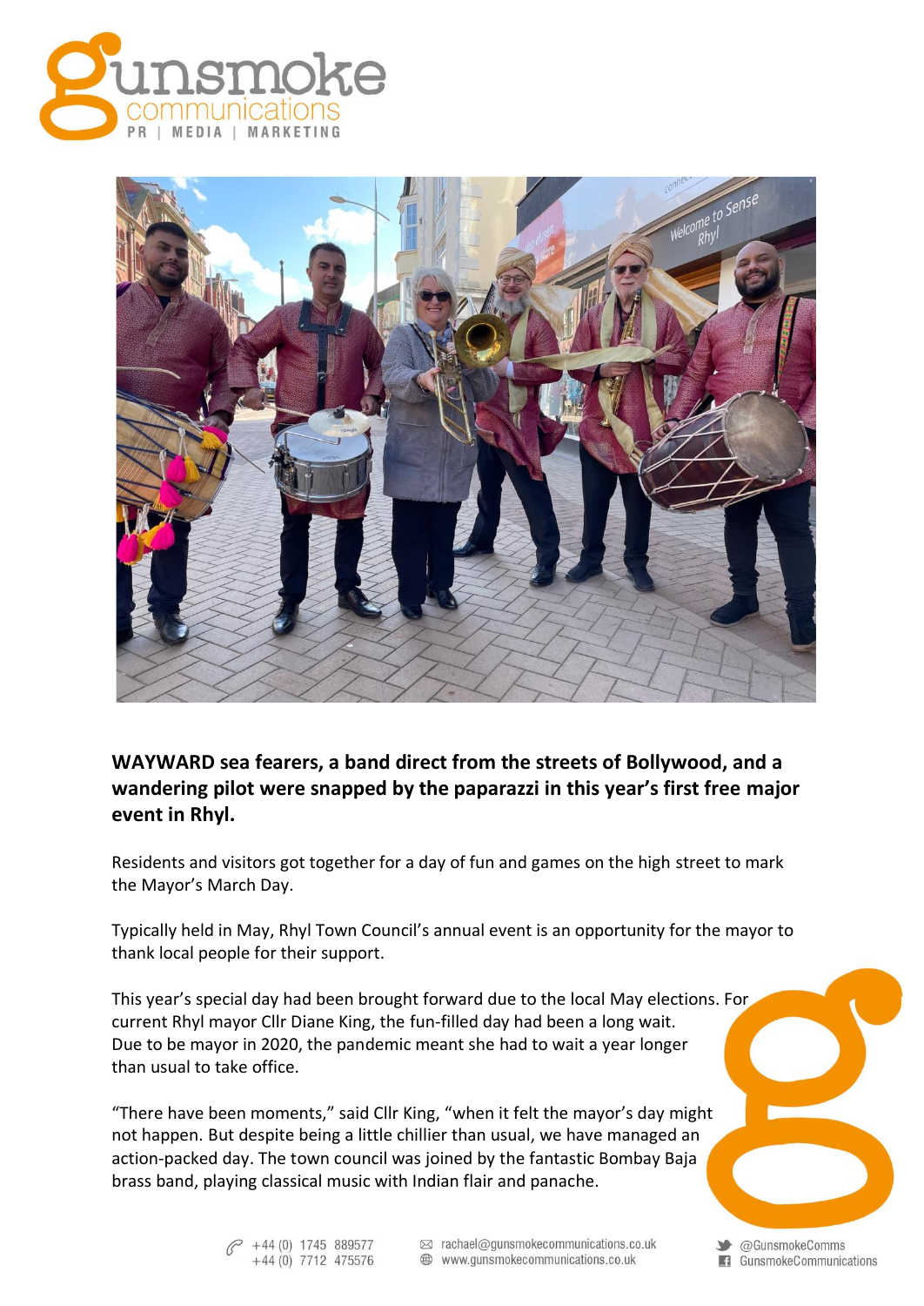**WAYWARD sea fearers, a band direct from the streets of Bollywood, and a wandering pilot were snapped by the paparazzi in this year's first free major event in Rhyl.**

Residents and visitors got together for a day of fun and games on the high street to mark the Mayor's March Day.

Typically held in May, Rhyl Town Council's annual event is an opportunity for the mayor to thank local people for their support.

This year's special day had been brought forward due to the local May elections. For current Rhyl mayor Cllr Diane King, the fun-filled day had been a long wait. Due to be mayor in 2020, the pandemic meant she had to wait a year longer than usual to take office.

"There have been moments," said Cllr King, "when it felt the mayor's day might not happen. But despite being a little chillier than usual, we have managed an action-packed day. The town council was joined by the fantastic Bombay Baja brass band, playing classical music with Indian flair and panache.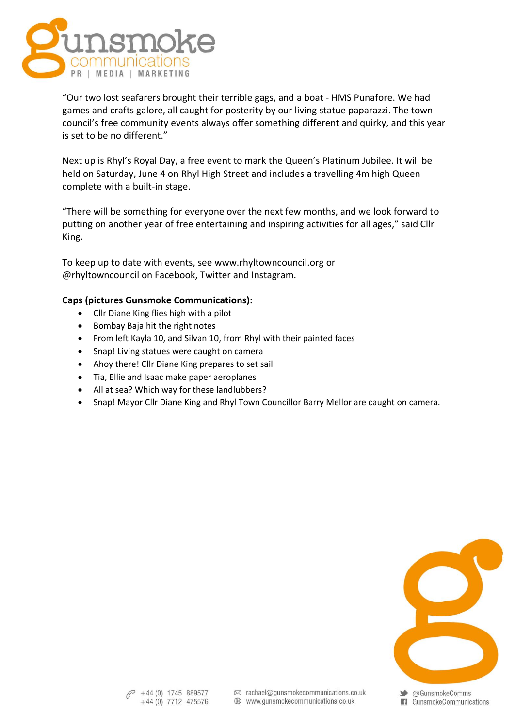"Our two lost seafarers brought their terrible gags, and a boat - HMS Punafore. We had games and crafts galore, all caught for posterity by our living statue paparazzi. The town council's free community events always offer something different and quirky, and this year is set to be no different."

Next up is Rhyl's Royal Day, a free event to mark the Queen's Platinum Jubilee. It will be held on Saturday, June 4 on Rhyl High Street and includes a travelling 4m high Queen complete with a built-in stage.

"There will be something for everyone over the next few months, and we look forward to putting on another year of free entertaining and inspiring activities for all ages," said Cllr King.

To keep up to date with events, see www.rhyltowncouncil.org or @rhyltowncouncil on Facebook, Twitter and Instagram.

**Caps (pictures Gunsmoke Communications):**

- Cllr Diane King flies high with a pilot
- Bombay Baja hit the right notes
- From left Kayla 10, and Silvan 10, from Rhyl with their painted faces
- Snap! Living statues were caught on camera
- Ahoy there! Cllr Diane King prepares to set sail
- Tia, Ellie and Isaac make paper aeroplanes
- All at sea? Which way for these landlubbers?
- Snap! Mayor Cllr Diane King and Rhyl Town Councillor Barry Mellor are caught on camera.